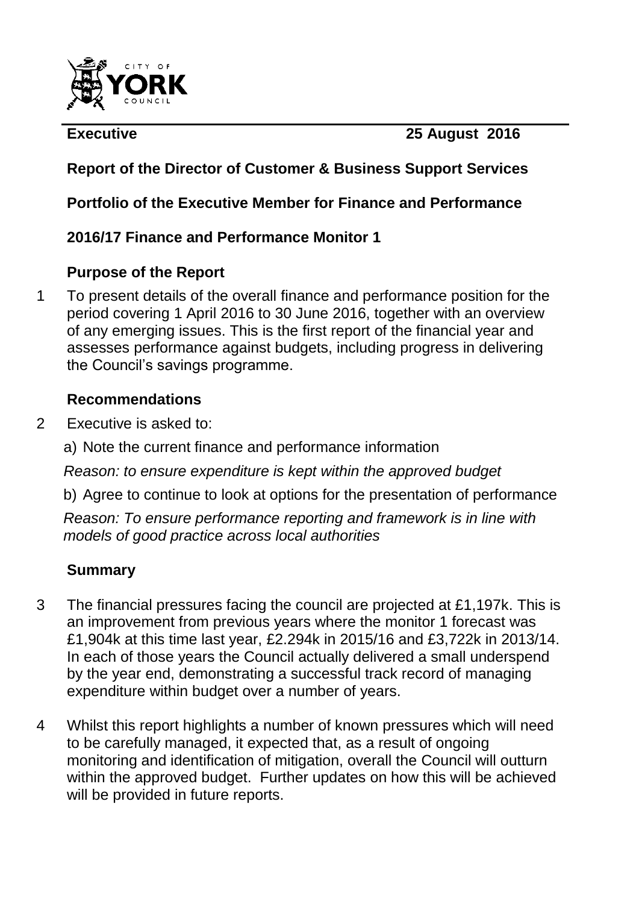CITY OF YORK COUNCIL

**Executive** **25 August 2016**

**Report of the Director of Customer & Business Support Services**

**Portfolio of the Executive Member for Finance and Performance**

**2016/17 Finance and Performance Monitor 1**

## Purpose of the Report

1 To present details of the overall finance and performance position for the period covering 1 April 2016 to 30 June 2016, together with an overview of any emerging issues. This is the first report of the financial year and assesses performance against budgets, including progress in delivering the Council's savings programme.

## Recommendations

2 Executive is asked to:

a) Note the current finance and performance information

*Reason: to ensure expenditure is kept within the approved budget*

b) Agree to continue to look at options for the presentation of performance

*Reason: To ensure performance reporting and framework is in line with models of good practice across local authorities*

## Summary

3 The financial pressures facing the council are projected at £1,197k. This is an improvement from previous years where the monitor 1 forecast was £1,904k at this time last year, £2.294k in 2015/16 and £3,722k in 2013/14. In each of those years the Council actually delivered a small underspend by the year end, demonstrating a successful track record of managing expenditure within budget over a number of years.

4 Whilst this report highlights a number of known pressures which will need to be carefully managed, it expected that, as a result of ongoing monitoring and identification of mitigation, overall the Council will outturn within the approved budget. Further updates on how this will be achieved will be provided in future reports.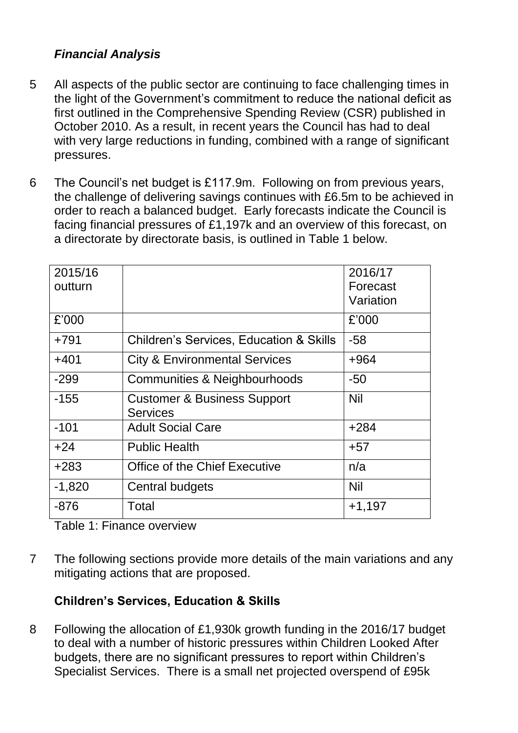### *Financial Analysis*

5 All aspects of the public sector are continuing to face challenging times in the light of the Government's commitment to reduce the national deficit as first outlined in the Comprehensive Spending Review (CSR) published in October 2010. As a result, in recent years the Council has had to deal with very large reductions in funding, combined with a range of significant pressures.

6 The Council's net budget is £117.9m. Following on from previous years, the challenge of delivering savings continues with £6.5m to be achieved in order to reach a balanced budget. Early forecasts indicate the Council is facing financial pressures of £1,197k and an overview of this forecast, on a directorate by directorate basis, is outlined in Table 1 below.

| 2015/16 outturn | | 2016/17 Forecast Variation |
|---|---|---|
| £'000 | | £'000 |
| +791 | Children's Services, Education & Skills | -58 |
| +401 | City & Environmental Services | +964 |
| -299 | Communities & Neighbourhoods | -50 |
| -155 | Customer & Business Support Services | Nil |
| -101 | Adult Social Care | +284 |
| +24 | Public Health | +57 |
| +283 | Office of the Chief Executive | n/a |
| -1,820 | Central budgets | Nil |
| -876 | Total | +1,197 |

Table 1: Finance overview

7 The following sections provide more details of the main variations and any mitigating actions that are proposed.

### **Children's Services, Education & Skills**

8 Following the allocation of £1,930k growth funding in the 2016/17 budget to deal with a number of historic pressures within Children Looked After budgets, there are no significant pressures to report within Children's Specialist Services. There is a small net projected overspend of £95k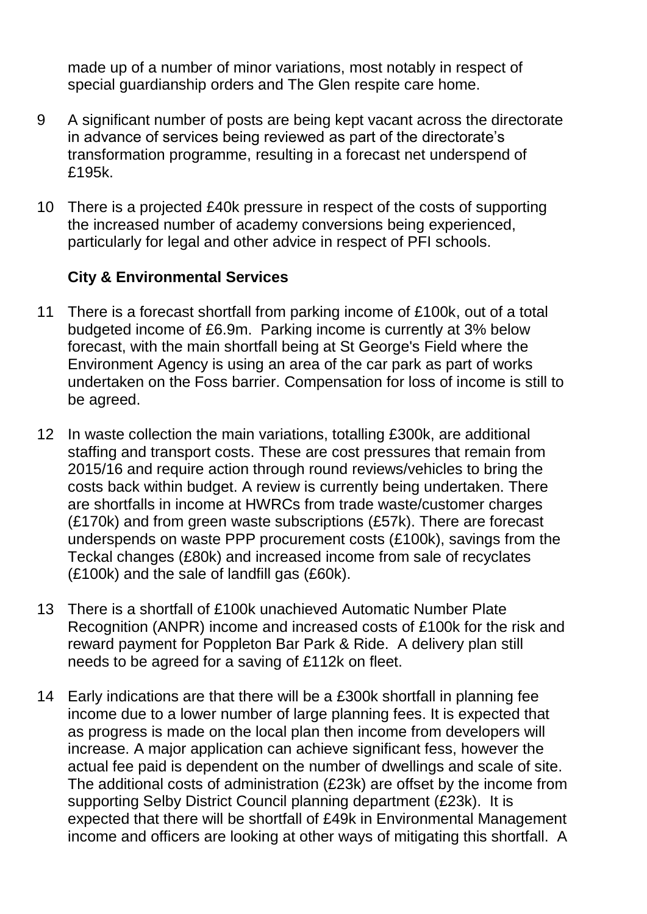made up of a number of minor variations, most notably in respect of special guardianship orders and The Glen respite care home.

9 A significant number of posts are being kept vacant across the directorate in advance of services being reviewed as part of the directorate's transformation programme, resulting in a forecast net underspend of £195k.

10 There is a projected £40k pressure in respect of the costs of supporting the increased number of academy conversions being experienced, particularly for legal and other advice in respect of PFI schools.

**City & Environmental Services**

11 There is a forecast shortfall from parking income of £100k, out of a total budgeted income of £6.9m. Parking income is currently at 3% below forecast, with the main shortfall being at St George's Field where the Environment Agency is using an area of the car park as part of works undertaken on the Foss barrier. Compensation for loss of income is still to be agreed.

12 In waste collection the main variations, totalling £300k, are additional staffing and transport costs. These are cost pressures that remain from 2015/16 and require action through round reviews/vehicles to bring the costs back within budget. A review is currently being undertaken. There are shortfalls in income at HWRCs from trade waste/customer charges (£170k) and from green waste subscriptions (£57k). There are forecast underspends on waste PPP procurement costs (£100k), savings from the Teckal changes (£80k) and increased income from sale of recyclates (£100k) and the sale of landfill gas (£60k).

13 There is a shortfall of £100k unachieved Automatic Number Plate Recognition (ANPR) income and increased costs of £100k for the risk and reward payment for Poppleton Bar Park & Ride. A delivery plan still needs to be agreed for a saving of £112k on fleet.

14 Early indications are that there will be a £300k shortfall in planning fee income due to a lower number of large planning fees. It is expected that as progress is made on the local plan then income from developers will increase. A major application can achieve significant fess, however the actual fee paid is dependent on the number of dwellings and scale of site. The additional costs of administration (£23k) are offset by the income from supporting Selby District Council planning department (£23k). It is expected that there will be shortfall of £49k in Environmental Management income and officers are looking at other ways of mitigating this shortfall. A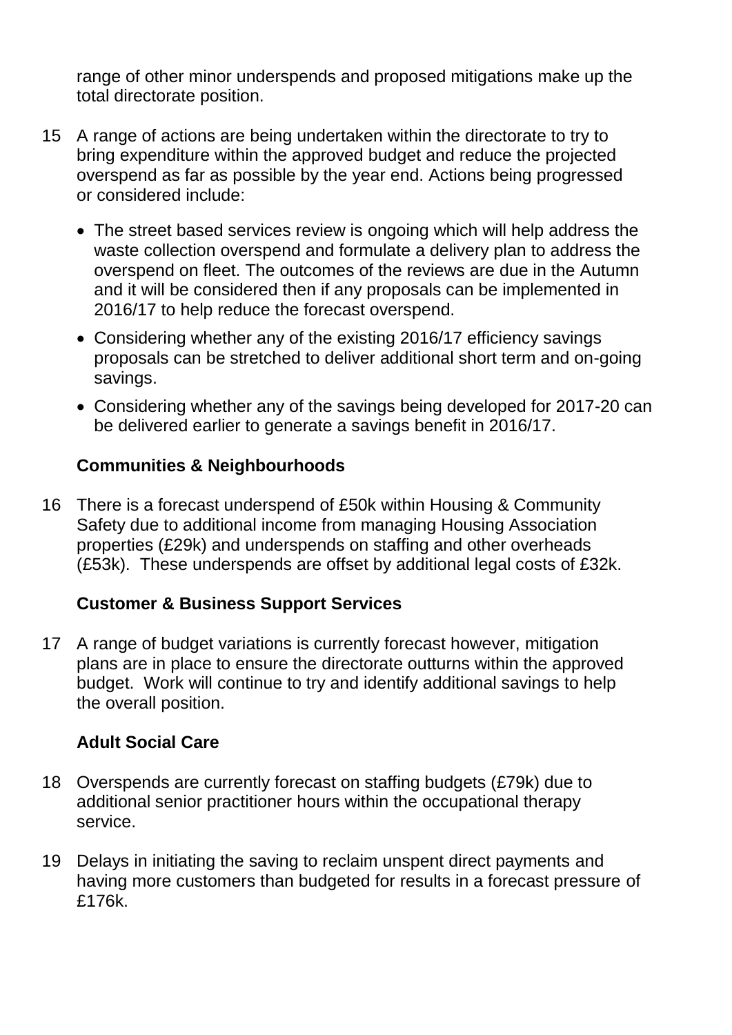range of other minor underspends and proposed mitigations make up the total directorate position.

15 A range of actions are being undertaken within the directorate to try to bring expenditure within the approved budget and reduce the projected overspend as far as possible by the year end. Actions being progressed or considered include:

- The street based services review is ongoing which will help address the waste collection overspend and formulate a delivery plan to address the overspend on fleet. The outcomes of the reviews are due in the Autumn and it will be considered then if any proposals can be implemented in 2016/17 to help reduce the forecast overspend.
- Considering whether any of the existing 2016/17 efficiency savings proposals can be stretched to deliver additional short term and on-going savings.
- Considering whether any of the savings being developed for 2017-20 can be delivered earlier to generate a savings benefit in 2016/17.

**Communities & Neighbourhoods**

16 There is a forecast underspend of £50k within Housing & Community Safety due to additional income from managing Housing Association properties (£29k) and underspends on staffing and other overheads (£53k). These underspends are offset by additional legal costs of £32k.

**Customer & Business Support Services**

17 A range of budget variations is currently forecast however, mitigation plans are in place to ensure the directorate outturns within the approved budget. Work will continue to try and identify additional savings to help the overall position.

**Adult Social Care**

18 Overspends are currently forecast on staffing budgets (£79k) due to additional senior practitioner hours within the occupational therapy service.

19 Delays in initiating the saving to reclaim unspent direct payments and having more customers than budgeted for results in a forecast pressure of £176k.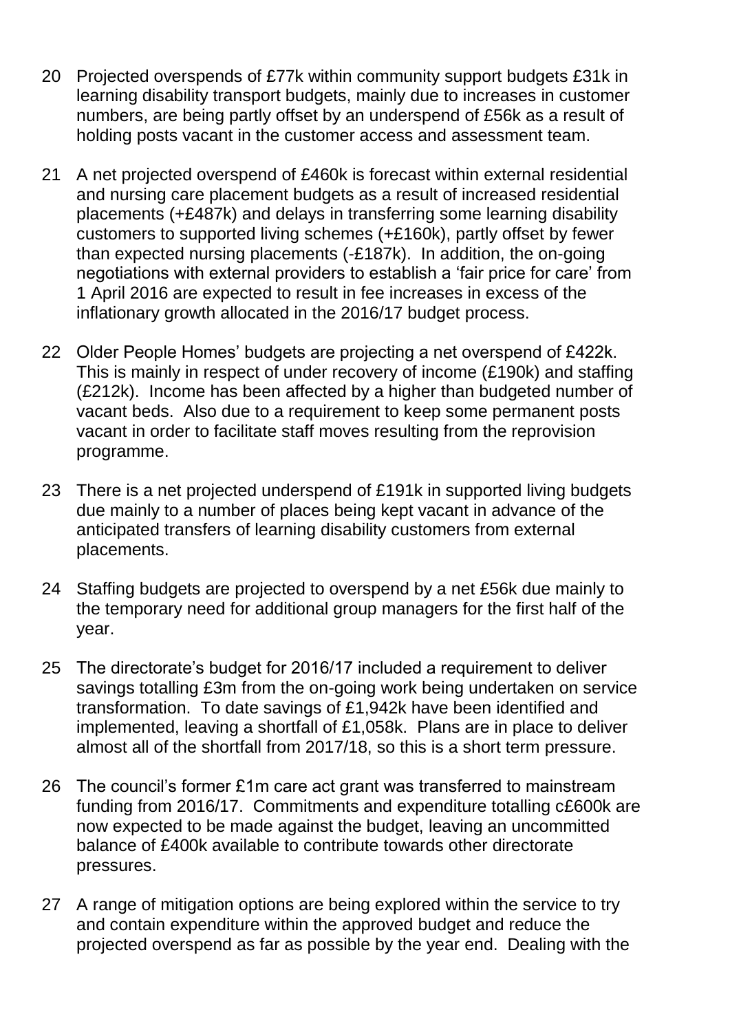20 Projected overspends of £77k within community support budgets £31k in learning disability transport budgets, mainly due to increases in customer numbers, are being partly offset by an underspend of £56k as a result of holding posts vacant in the customer access and assessment team.

21 A net projected overspend of £460k is forecast within external residential and nursing care placement budgets as a result of increased residential placements (+£487k) and delays in transferring some learning disability customers to supported living schemes (+£160k), partly offset by fewer than expected nursing placements (-£187k). In addition, the on-going negotiations with external providers to establish a 'fair price for care' from 1 April 2016 are expected to result in fee increases in excess of the inflationary growth allocated in the 2016/17 budget process.

22 Older People Homes' budgets are projecting a net overspend of £422k. This is mainly in respect of under recovery of income (£190k) and staffing (£212k). Income has been affected by a higher than budgeted number of vacant beds. Also due to a requirement to keep some permanent posts vacant in order to facilitate staff moves resulting from the reprovision programme.

23 There is a net projected underspend of £191k in supported living budgets due mainly to a number of places being kept vacant in advance of the anticipated transfers of learning disability customers from external placements.

24 Staffing budgets are projected to overspend by a net £56k due mainly to the temporary need for additional group managers for the first half of the year.

25 The directorate's budget for 2016/17 included a requirement to deliver savings totalling £3m from the on-going work being undertaken on service transformation. To date savings of £1,942k have been identified and implemented, leaving a shortfall of £1,058k. Plans are in place to deliver almost all of the shortfall from 2017/18, so this is a short term pressure.

26 The council's former £1m care act grant was transferred to mainstream funding from 2016/17. Commitments and expenditure totalling c£600k are now expected to be made against the budget, leaving an uncommitted balance of £400k available to contribute towards other directorate pressures.

27 A range of mitigation options are being explored within the service to try and contain expenditure within the approved budget and reduce the projected overspend as far as possible by the year end. Dealing with the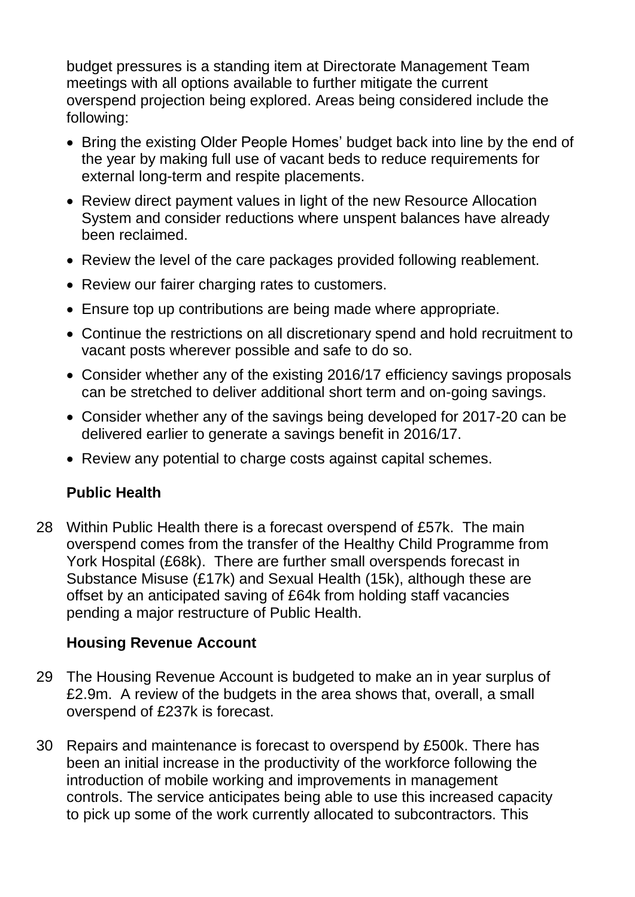budget pressures is a standing item at Directorate Management Team meetings with all options available to further mitigate the current overspend projection being explored. Areas being considered include the following:

- Bring the existing Older People Homes' budget back into line by the end of the year by making full use of vacant beds to reduce requirements for external long-term and respite placements.
- Review direct payment values in light of the new Resource Allocation System and consider reductions where unspent balances have already been reclaimed.
- Review the level of the care packages provided following reablement.
- Review our fairer charging rates to customers.
- Ensure top up contributions are being made where appropriate.
- Continue the restrictions on all discretionary spend and hold recruitment to vacant posts wherever possible and safe to do so.
- Consider whether any of the existing 2016/17 efficiency savings proposals can be stretched to deliver additional short term and on-going savings.
- Consider whether any of the savings being developed for 2017-20 can be delivered earlier to generate a savings benefit in 2016/17.
- Review any potential to charge costs against capital schemes.

**Public Health**

28 Within Public Health there is a forecast overspend of £57k. The main overspend comes from the transfer of the Healthy Child Programme from York Hospital (£68k). There are further small overspends forecast in Substance Misuse (£17k) and Sexual Health (15k), although these are offset by an anticipated saving of £64k from holding staff vacancies pending a major restructure of Public Health.

**Housing Revenue Account**

29 The Housing Revenue Account is budgeted to make an in year surplus of £2.9m. A review of the budgets in the area shows that, overall, a small overspend of £237k is forecast.

30 Repairs and maintenance is forecast to overspend by £500k. There has been an initial increase in the productivity of the workforce following the introduction of mobile working and improvements in management controls. The service anticipates being able to use this increased capacity to pick up some of the work currently allocated to subcontractors. This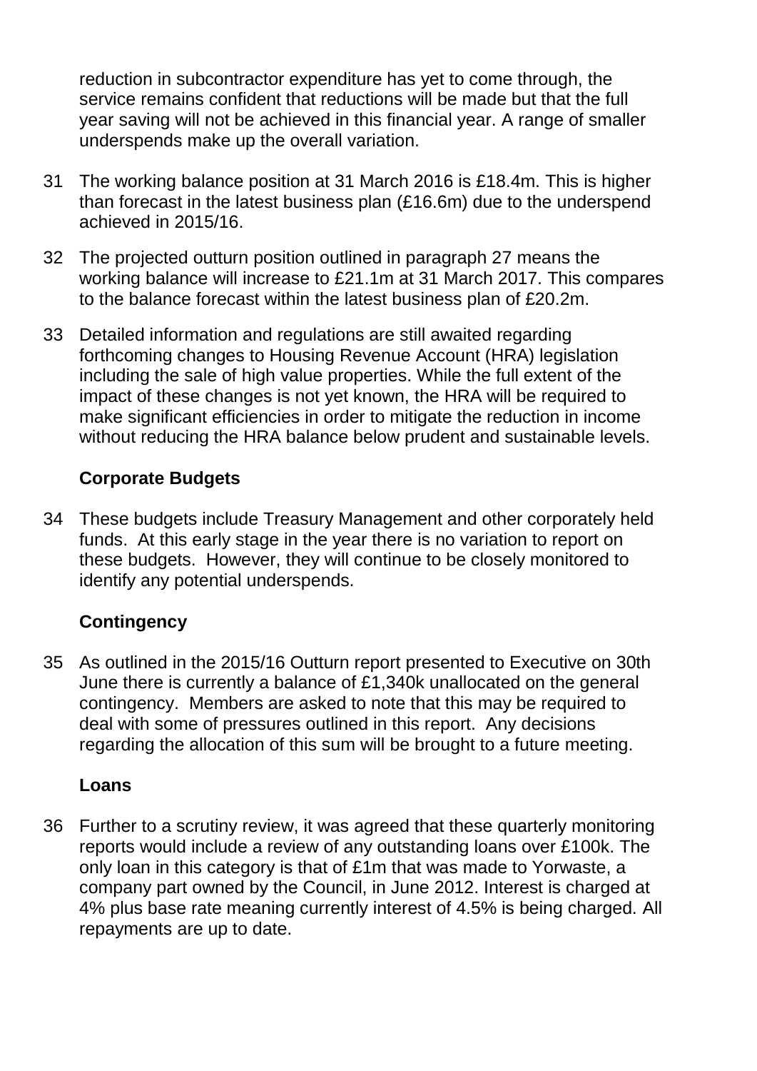reduction in subcontractor expenditure has yet to come through, the service remains confident that reductions will be made but that the full year saving will not be achieved in this financial year. A range of smaller underspends make up the overall variation.

31 The working balance position at 31 March 2016 is £18.4m. This is higher than forecast in the latest business plan (£16.6m) due to the underspend achieved in 2015/16.

32 The projected outturn position outlined in paragraph 27 means the working balance will increase to £21.1m at 31 March 2017. This compares to the balance forecast within the latest business plan of £20.2m.

33 Detailed information and regulations are still awaited regarding forthcoming changes to Housing Revenue Account (HRA) legislation including the sale of high value properties. While the full extent of the impact of these changes is not yet known, the HRA will be required to make significant efficiencies in order to mitigate the reduction in income without reducing the HRA balance below prudent and sustainable levels.

**Corporate Budgets**

34 These budgets include Treasury Management and other corporately held funds. At this early stage in the year there is no variation to report on these budgets. However, they will continue to be closely monitored to identify any potential underspends.

**Contingency**

35 As outlined in the 2015/16 Outturn report presented to Executive on 30th June there is currently a balance of £1,340k unallocated on the general contingency. Members are asked to note that this may be required to deal with some of pressures outlined in this report. Any decisions regarding the allocation of this sum will be brought to a future meeting.

**Loans**

36 Further to a scrutiny review, it was agreed that these quarterly monitoring reports would include a review of any outstanding loans over £100k. The only loan in this category is that of £1m that was made to Yorwaste, a company part owned by the Council, in June 2012. Interest is charged at 4% plus base rate meaning currently interest of 4.5% is being charged. All repayments are up to date.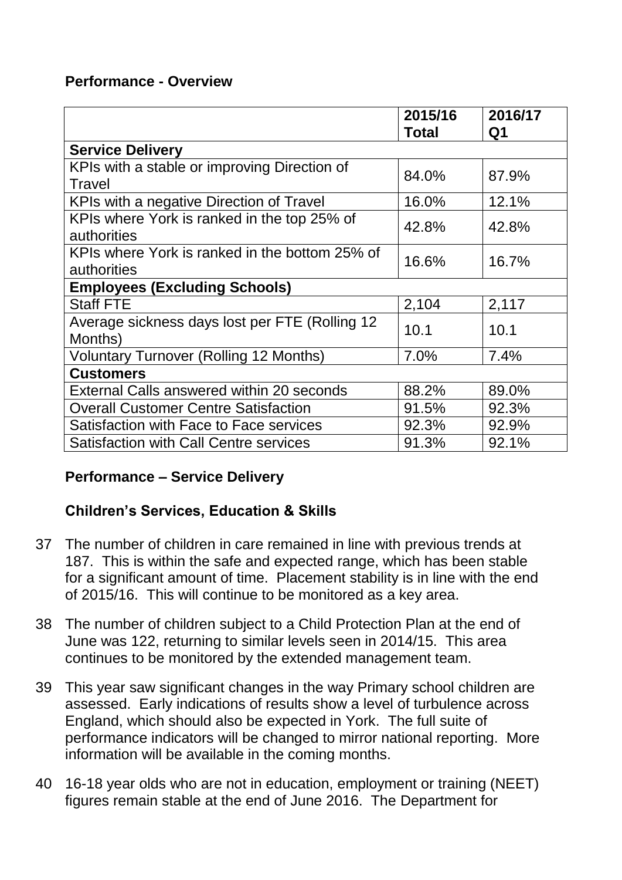**Performance - Overview**

| | **2015/16 Total** | **2016/17 Q1** |
|---|---|---|
| **Service Delivery** | | |
| KPIs with a stable or improving Direction of Travel | 84.0% | 87.9% |
| KPIs with a negative Direction of Travel | 16.0% | 12.1% |
| KPIs where York is ranked in the top 25% of authorities | 42.8% | 42.8% |
| KPIs where York is ranked in the bottom 25% of authorities | 16.6% | 16.7% |
| **Employees (Excluding Schools)** | | |
| Staff FTE | 2,104 | 2,117 |
| Average sickness days lost per FTE (Rolling 12 Months) | 10.1 | 10.1 |
| Voluntary Turnover (Rolling 12 Months) | 7.0% | 7.4% |
| **Customers** | | |
| External Calls answered within 20 seconds | 88.2% | 89.0% |
| Overall Customer Centre Satisfaction | 91.5% | 92.3% |
| Satisfaction with Face to Face services | 92.3% | 92.9% |
| Satisfaction with Call Centre services | 91.3% | 92.1% |

**Performance – Service Delivery**

**Children's Services, Education & Skills**

37 The number of children in care remained in line with previous trends at 187. This is within the safe and expected range, which has been stable for a significant amount of time. Placement stability is in line with the end of 2015/16. This will continue to be monitored as a key area.

38 The number of children subject to a Child Protection Plan at the end of June was 122, returning to similar levels seen in 2014/15. This area continues to be monitored by the extended management team.

39 This year saw significant changes in the way Primary school children are assessed. Early indications of results show a level of turbulence across England, which should also be expected in York. The full suite of performance indicators will be changed to mirror national reporting. More information will be available in the coming months.

40 16-18 year olds who are not in education, employment or training (NEET) figures remain stable at the end of June 2016. The Department for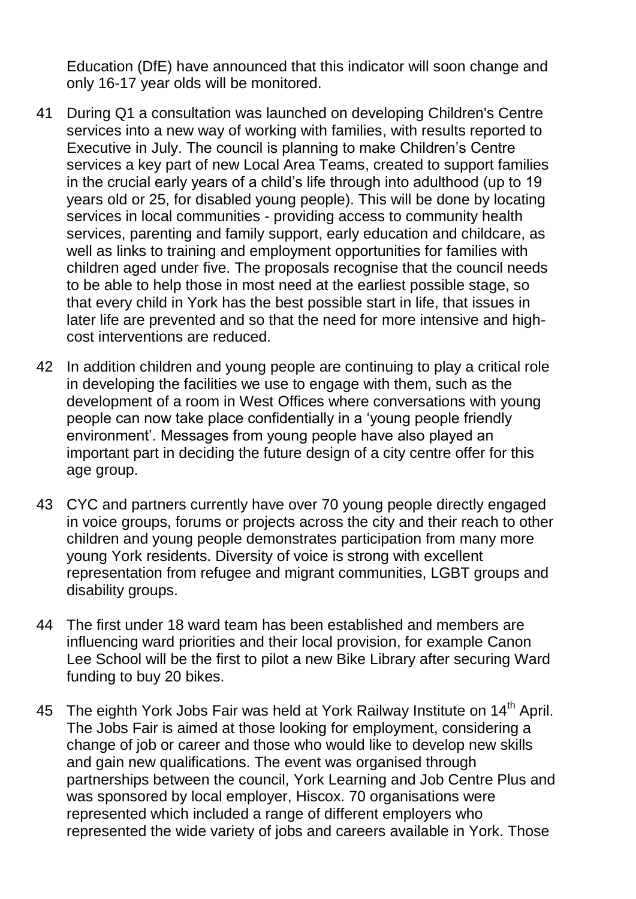Education (DfE) have announced that this indicator will soon change and only 16-17 year olds will be monitored.

41 During Q1 a consultation was launched on developing Children's Centre services into a new way of working with families, with results reported to Executive in July. The council is planning to make Children's Centre services a key part of new Local Area Teams, created to support families in the crucial early years of a child's life through into adulthood (up to 19 years old or 25, for disabled young people). This will be done by locating services in local communities - providing access to community health services, parenting and family support, early education and childcare, as well as links to training and employment opportunities for families with children aged under five. The proposals recognise that the council needs to be able to help those in most need at the earliest possible stage, so that every child in York has the best possible start in life, that issues in later life are prevented and so that the need for more intensive and high-cost interventions are reduced.

42 In addition children and young people are continuing to play a critical role in developing the facilities we use to engage with them, such as the development of a room in West Offices where conversations with young people can now take place confidentially in a 'young people friendly environment'. Messages from young people have also played an important part in deciding the future design of a city centre offer for this age group.

43 CYC and partners currently have over 70 young people directly engaged in voice groups, forums or projects across the city and their reach to other children and young people demonstrates participation from many more young York residents. Diversity of voice is strong with excellent representation from refugee and migrant communities, LGBT groups and disability groups.

44 The first under 18 ward team has been established and members are influencing ward priorities and their local provision, for example Canon Lee School will be the first to pilot a new Bike Library after securing Ward funding to buy 20 bikes.

45 The eighth York Jobs Fair was held at York Railway Institute on 14th April. The Jobs Fair is aimed at those looking for employment, considering a change of job or career and those who would like to develop new skills and gain new qualifications. The event was organised through partnerships between the council, York Learning and Job Centre Plus and was sponsored by local employer, Hiscox. 70 organisations were represented which included a range of different employers who represented the wide variety of jobs and careers available in York. Those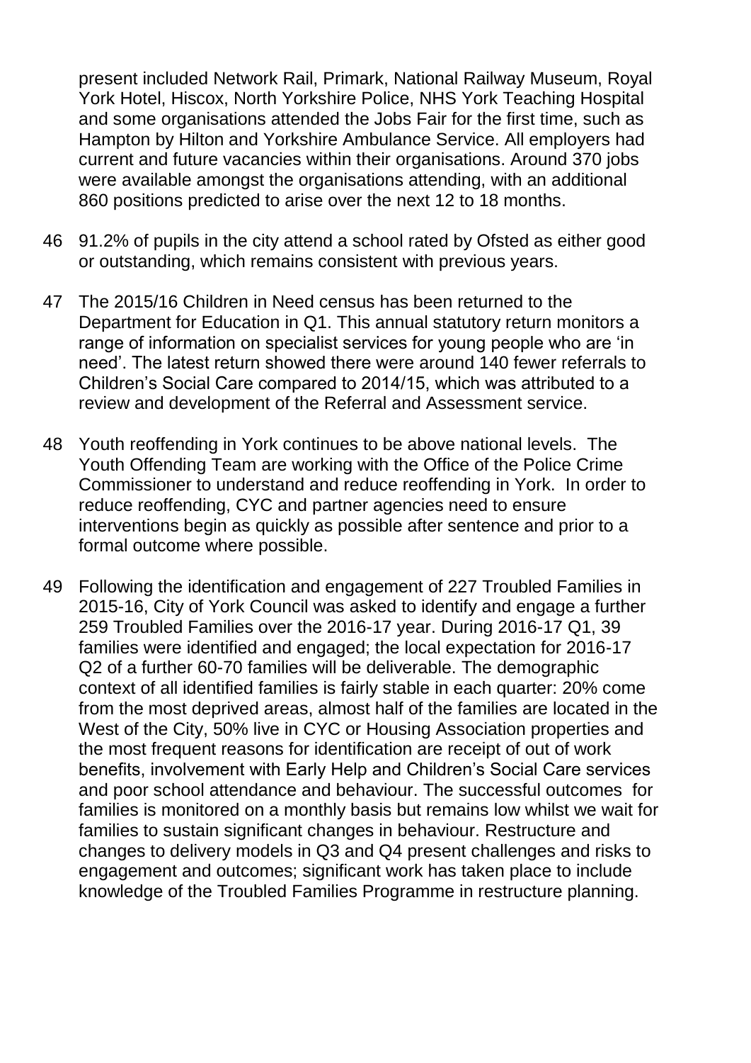present included Network Rail, Primark, National Railway Museum, Royal York Hotel, Hiscox, North Yorkshire Police, NHS York Teaching Hospital and some organisations attended the Jobs Fair for the first time, such as Hampton by Hilton and Yorkshire Ambulance Service. All employers had current and future vacancies within their organisations. Around 370 jobs were available amongst the organisations attending, with an additional 860 positions predicted to arise over the next 12 to 18 months.

46 91.2% of pupils in the city attend a school rated by Ofsted as either good or outstanding, which remains consistent with previous years.

47 The 2015/16 Children in Need census has been returned to the Department for Education in Q1. This annual statutory return monitors a range of information on specialist services for young people who are 'in need'. The latest return showed there were around 140 fewer referrals to Children's Social Care compared to 2014/15, which was attributed to a review and development of the Referral and Assessment service.

48 Youth reoffending in York continues to be above national levels. The Youth Offending Team are working with the Office of the Police Crime Commissioner to understand and reduce reoffending in York. In order to reduce reoffending, CYC and partner agencies need to ensure interventions begin as quickly as possible after sentence and prior to a formal outcome where possible.

49 Following the identification and engagement of 227 Troubled Families in 2015-16, City of York Council was asked to identify and engage a further 259 Troubled Families over the 2016-17 year. During 2016-17 Q1, 39 families were identified and engaged; the local expectation for 2016-17 Q2 of a further 60-70 families will be deliverable. The demographic context of all identified families is fairly stable in each quarter: 20% come from the most deprived areas, almost half of the families are located in the West of the City, 50% live in CYC or Housing Association properties and the most frequent reasons for identification are receipt of out of work benefits, involvement with Early Help and Children's Social Care services and poor school attendance and behaviour. The successful outcomes for families is monitored on a monthly basis but remains low whilst we wait for families to sustain significant changes in behaviour. Restructure and changes to delivery models in Q3 and Q4 present challenges and risks to engagement and outcomes; significant work has taken place to include knowledge of the Troubled Families Programme in restructure planning.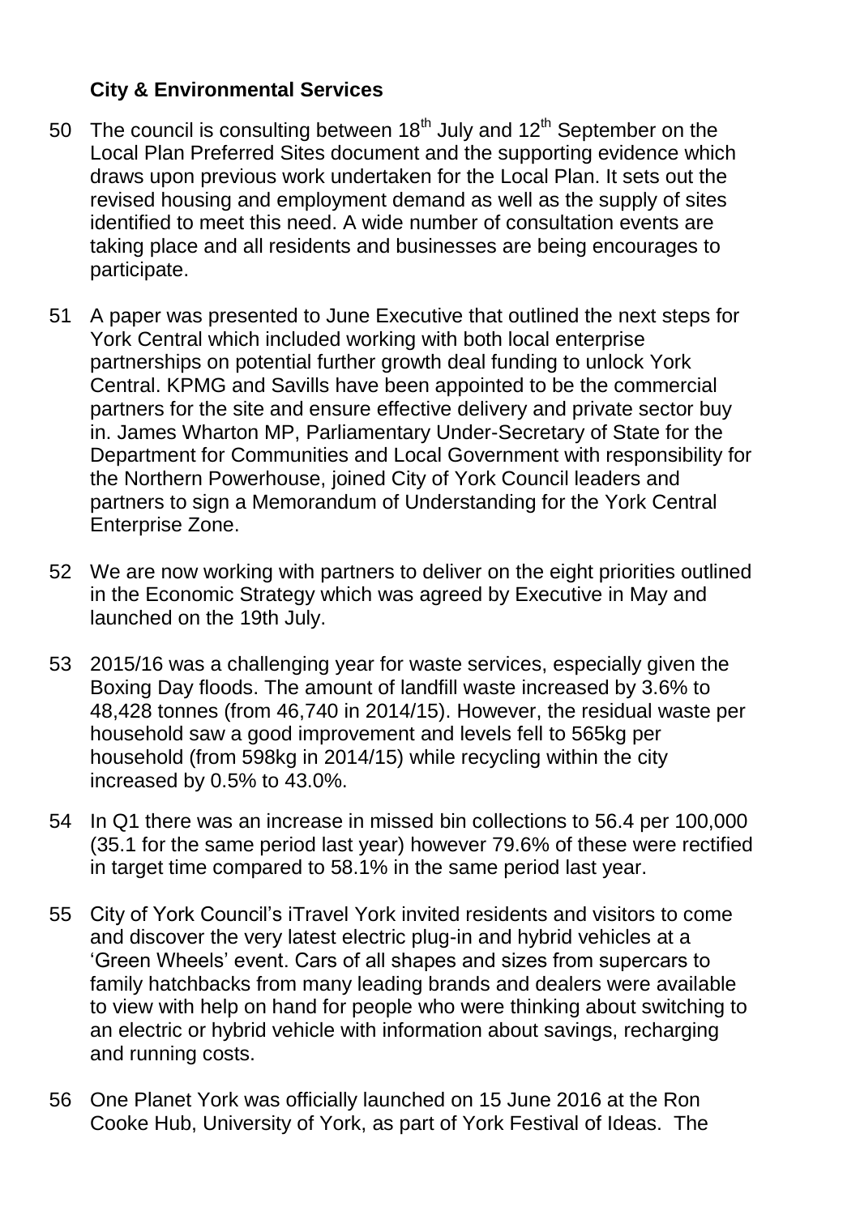## City & Environmental Services

50 The council is consulting between 18th July and 12th September on the Local Plan Preferred Sites document and the supporting evidence which draws upon previous work undertaken for the Local Plan. It sets out the revised housing and employment demand as well as the supply of sites identified to meet this need. A wide number of consultation events are taking place and all residents and businesses are being encourages to participate.

51 A paper was presented to June Executive that outlined the next steps for York Central which included working with both local enterprise partnerships on potential further growth deal funding to unlock York Central. KPMG and Savills have been appointed to be the commercial partners for the site and ensure effective delivery and private sector buy in. James Wharton MP, Parliamentary Under-Secretary of State for the Department for Communities and Local Government with responsibility for the Northern Powerhouse, joined City of York Council leaders and partners to sign a Memorandum of Understanding for the York Central Enterprise Zone.

52 We are now working with partners to deliver on the eight priorities outlined in the Economic Strategy which was agreed by Executive in May and launched on the 19th July.

53 2015/16 was a challenging year for waste services, especially given the Boxing Day floods. The amount of landfill waste increased by 3.6% to 48,428 tonnes (from 46,740 in 2014/15). However, the residual waste per household saw a good improvement and levels fell to 565kg per household (from 598kg in 2014/15) while recycling within the city increased by 0.5% to 43.0%.

54 In Q1 there was an increase in missed bin collections to 56.4 per 100,000 (35.1 for the same period last year) however 79.6% of these were rectified in target time compared to 58.1% in the same period last year.

55 City of York Council's iTravel York invited residents and visitors to come and discover the very latest electric plug-in and hybrid vehicles at a 'Green Wheels' event. Cars of all shapes and sizes from supercars to family hatchbacks from many leading brands and dealers were available to view with help on hand for people who were thinking about switching to an electric or hybrid vehicle with information about savings, recharging and running costs.

56 One Planet York was officially launched on 15 June 2016 at the Ron Cooke Hub, University of York, as part of York Festival of Ideas. The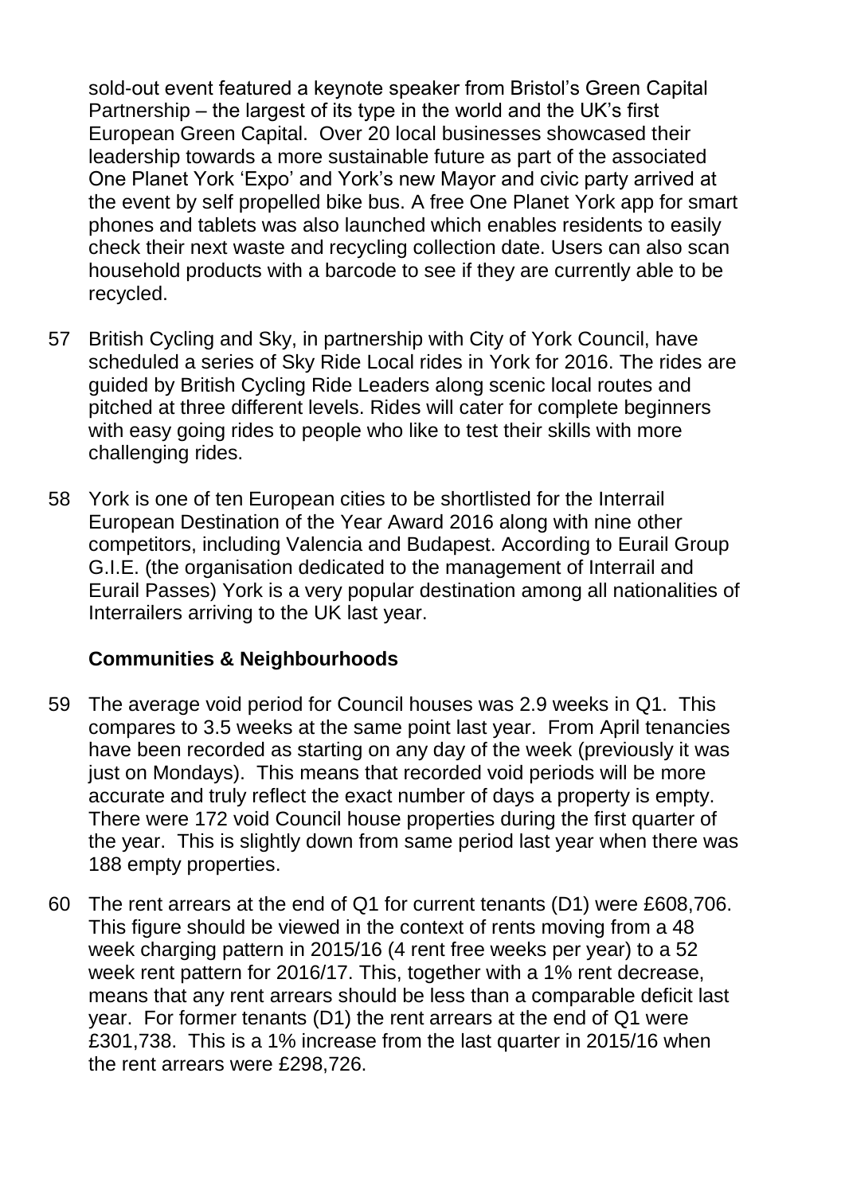sold-out event featured a keynote speaker from Bristol's Green Capital Partnership – the largest of its type in the world and the UK's first European Green Capital. Over 20 local businesses showcased their leadership towards a more sustainable future as part of the associated One Planet York 'Expo' and York's new Mayor and civic party arrived at the event by self propelled bike bus. A free One Planet York app for smart phones and tablets was also launched which enables residents to easily check their next waste and recycling collection date. Users can also scan household products with a barcode to see if they are currently able to be recycled.

57 British Cycling and Sky, in partnership with City of York Council, have scheduled a series of Sky Ride Local rides in York for 2016. The rides are guided by British Cycling Ride Leaders along scenic local routes and pitched at three different levels. Rides will cater for complete beginners with easy going rides to people who like to test their skills with more challenging rides.

58 York is one of ten European cities to be shortlisted for the Interrail European Destination of the Year Award 2016 along with nine other competitors, including Valencia and Budapest. According to Eurail Group G.I.E. (the organisation dedicated to the management of Interrail and Eurail Passes) York is a very popular destination among all nationalities of Interrailers arriving to the UK last year.

**Communities & Neighbourhoods**

59 The average void period for Council houses was 2.9 weeks in Q1. This compares to 3.5 weeks at the same point last year. From April tenancies have been recorded as starting on any day of the week (previously it was just on Mondays). This means that recorded void periods will be more accurate and truly reflect the exact number of days a property is empty. There were 172 void Council house properties during the first quarter of the year. This is slightly down from same period last year when there was 188 empty properties.

60 The rent arrears at the end of Q1 for current tenants (D1) were £608,706. This figure should be viewed in the context of rents moving from a 48 week charging pattern in 2015/16 (4 rent free weeks per year) to a 52 week rent pattern for 2016/17. This, together with a 1% rent decrease, means that any rent arrears should be less than a comparable deficit last year. For former tenants (D1) the rent arrears at the end of Q1 were £301,738. This is a 1% increase from the last quarter in 2015/16 when the rent arrears were £298,726.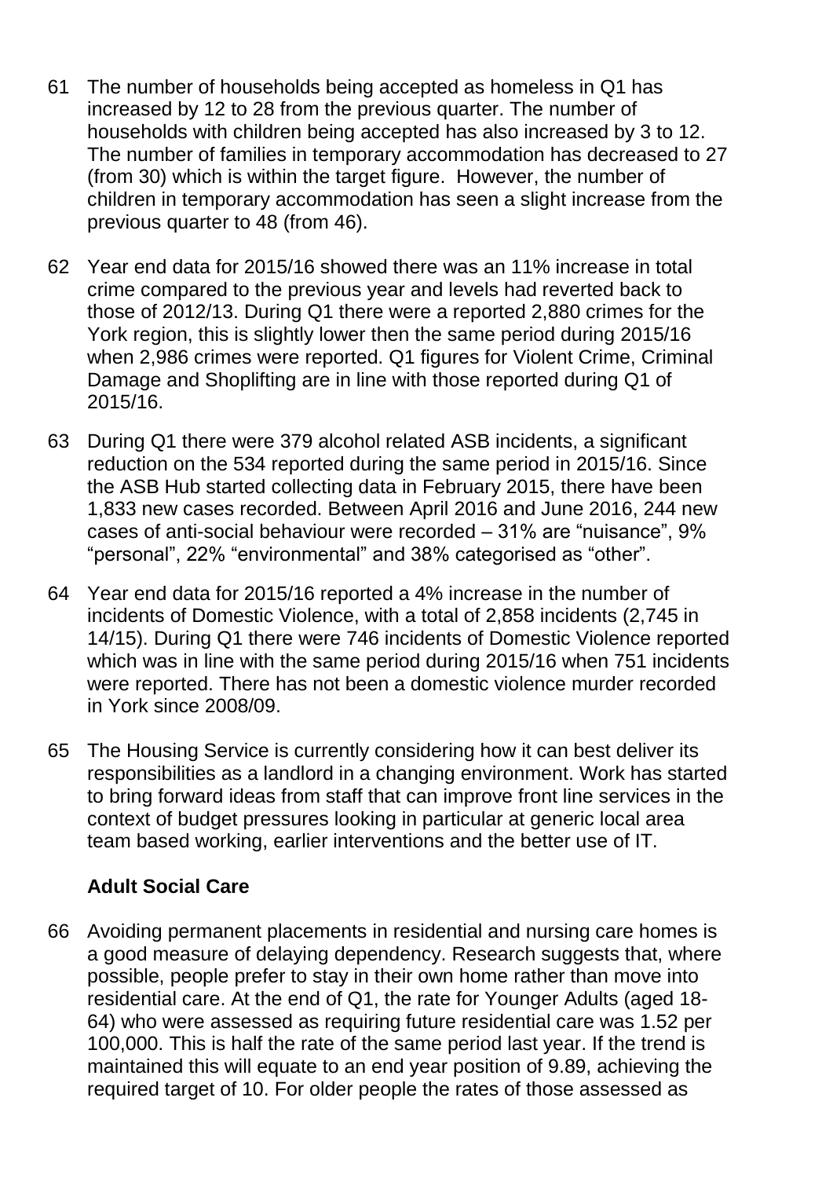61 The number of households being accepted as homeless in Q1 has increased by 12 to 28 from the previous quarter. The number of households with children being accepted has also increased by 3 to 12. The number of families in temporary accommodation has decreased to 27 (from 30) which is within the target figure. However, the number of children in temporary accommodation has seen a slight increase from the previous quarter to 48 (from 46).

62 Year end data for 2015/16 showed there was an 11% increase in total crime compared to the previous year and levels had reverted back to those of 2012/13. During Q1 there were a reported 2,880 crimes for the York region, this is slightly lower then the same period during 2015/16 when 2,986 crimes were reported. Q1 figures for Violent Crime, Criminal Damage and Shoplifting are in line with those reported during Q1 of 2015/16.

63 During Q1 there were 379 alcohol related ASB incidents, a significant reduction on the 534 reported during the same period in 2015/16. Since the ASB Hub started collecting data in February 2015, there have been 1,833 new cases recorded. Between April 2016 and June 2016, 244 new cases of anti-social behaviour were recorded – 31% are "nuisance", 9% "personal", 22% "environmental" and 38% categorised as "other".

64 Year end data for 2015/16 reported a 4% increase in the number of incidents of Domestic Violence, with a total of 2,858 incidents (2,745 in 14/15). During Q1 there were 746 incidents of Domestic Violence reported which was in line with the same period during 2015/16 when 751 incidents were reported. There has not been a domestic violence murder recorded in York since 2008/09.

65 The Housing Service is currently considering how it can best deliver its responsibilities as a landlord in a changing environment. Work has started to bring forward ideas from staff that can improve front line services in the context of budget pressures looking in particular at generic local area team based working, earlier interventions and the better use of IT.

## Adult Social Care

66 Avoiding permanent placements in residential and nursing care homes is a good measure of delaying dependency. Research suggests that, where possible, people prefer to stay in their own home rather than move into residential care. At the end of Q1, the rate for Younger Adults (aged 18-64) who were assessed as requiring future residential care was 1.52 per 100,000. This is half the rate of the same period last year. If the trend is maintained this will equate to an end year position of 9.89, achieving the required target of 10. For older people the rates of those assessed as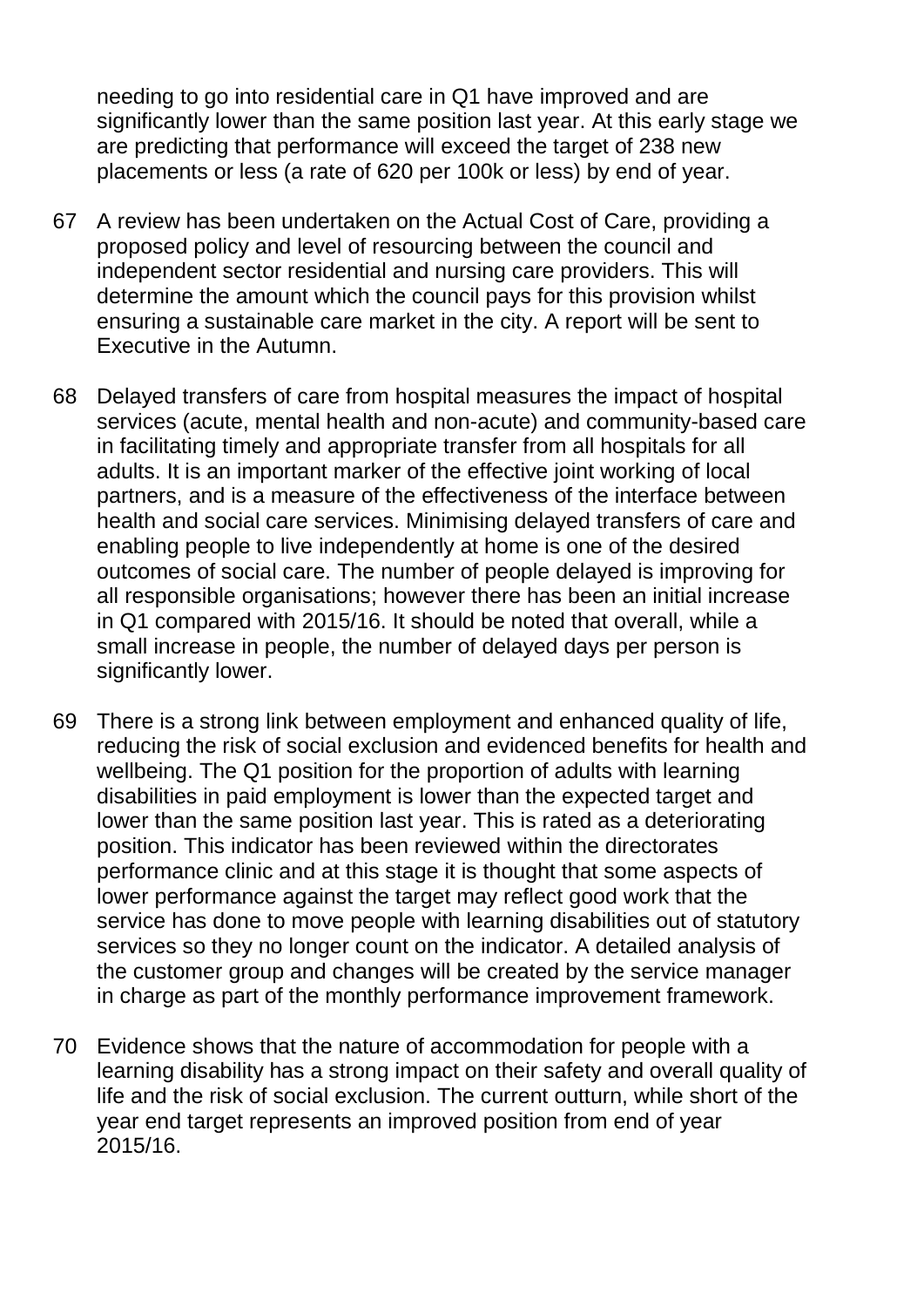needing to go into residential care in Q1 have improved and are significantly lower than the same position last year. At this early stage we are predicting that performance will exceed the target of 238 new placements or less (a rate of 620 per 100k or less) by end of year.

67 A review has been undertaken on the Actual Cost of Care, providing a proposed policy and level of resourcing between the council and independent sector residential and nursing care providers. This will determine the amount which the council pays for this provision whilst ensuring a sustainable care market in the city. A report will be sent to Executive in the Autumn.

68 Delayed transfers of care from hospital measures the impact of hospital services (acute, mental health and non-acute) and community-based care in facilitating timely and appropriate transfer from all hospitals for all adults. It is an important marker of the effective joint working of local partners, and is a measure of the effectiveness of the interface between health and social care services. Minimising delayed transfers of care and enabling people to live independently at home is one of the desired outcomes of social care. The number of people delayed is improving for all responsible organisations; however there has been an initial increase in Q1 compared with 2015/16. It should be noted that overall, while a small increase in people, the number of delayed days per person is significantly lower.

69 There is a strong link between employment and enhanced quality of life, reducing the risk of social exclusion and evidenced benefits for health and wellbeing. The Q1 position for the proportion of adults with learning disabilities in paid employment is lower than the expected target and lower than the same position last year. This is rated as a deteriorating position. This indicator has been reviewed within the directorates performance clinic and at this stage it is thought that some aspects of lower performance against the target may reflect good work that the service has done to move people with learning disabilities out of statutory services so they no longer count on the indicator. A detailed analysis of the customer group and changes will be created by the service manager in charge as part of the monthly performance improvement framework.

70 Evidence shows that the nature of accommodation for people with a learning disability has a strong impact on their safety and overall quality of life and the risk of social exclusion. The current outturn, while short of the year end target represents an improved position from end of year 2015/16.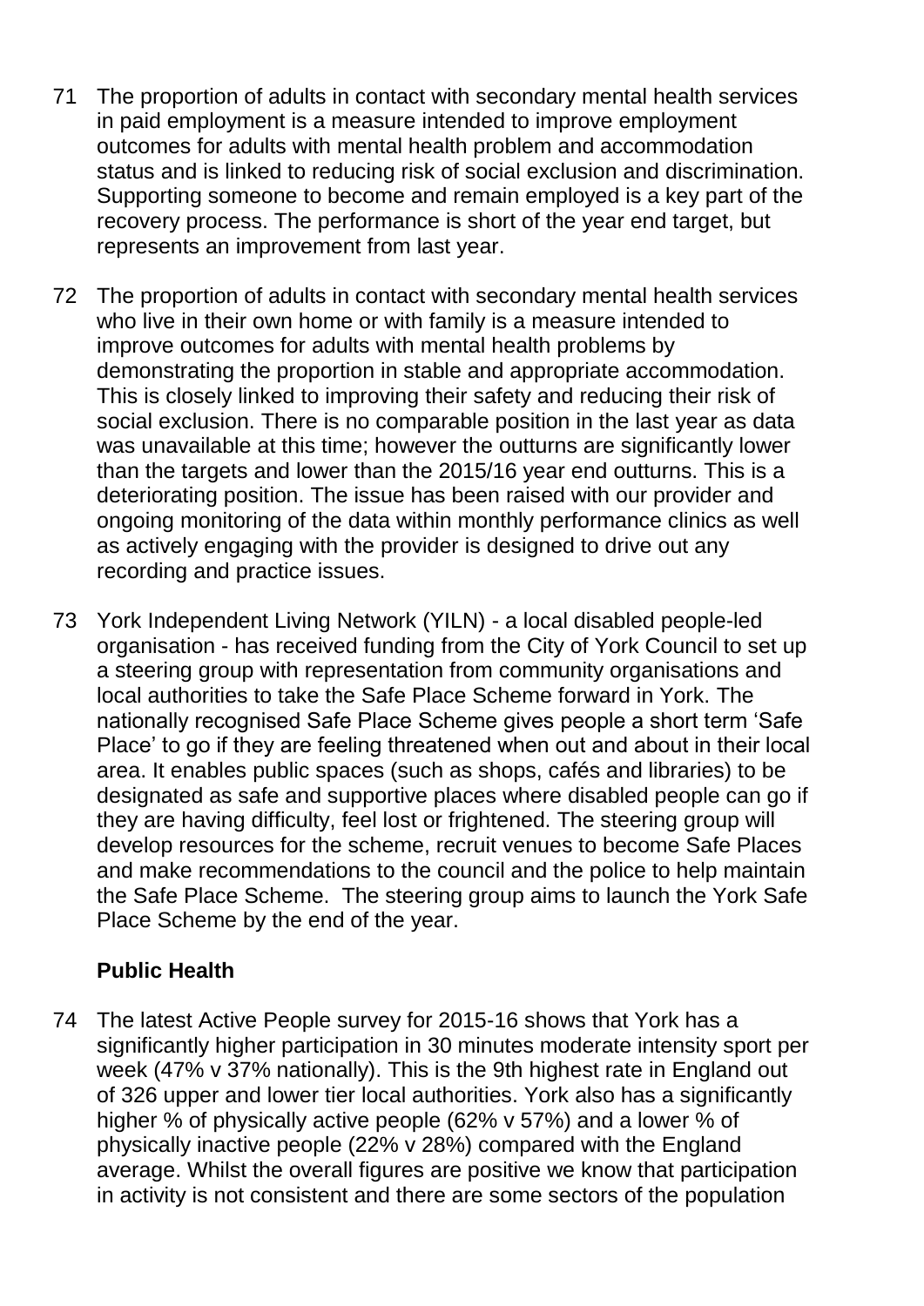71 The proportion of adults in contact with secondary mental health services in paid employment is a measure intended to improve employment outcomes for adults with mental health problem and accommodation status and is linked to reducing risk of social exclusion and discrimination. Supporting someone to become and remain employed is a key part of the recovery process. The performance is short of the year end target, but represents an improvement from last year.

72 The proportion of adults in contact with secondary mental health services who live in their own home or with family is a measure intended to improve outcomes for adults with mental health problems by demonstrating the proportion in stable and appropriate accommodation. This is closely linked to improving their safety and reducing their risk of social exclusion. There is no comparable position in the last year as data was unavailable at this time; however the outturns are significantly lower than the targets and lower than the 2015/16 year end outturns. This is a deteriorating position. The issue has been raised with our provider and ongoing monitoring of the data within monthly performance clinics as well as actively engaging with the provider is designed to drive out any recording and practice issues.

73 York Independent Living Network (YILN) - a local disabled people-led organisation - has received funding from the City of York Council to set up a steering group with representation from community organisations and local authorities to take the Safe Place Scheme forward in York. The nationally recognised Safe Place Scheme gives people a short term 'Safe Place' to go if they are feeling threatened when out and about in their local area. It enables public spaces (such as shops, cafés and libraries) to be designated as safe and supportive places where disabled people can go if they are having difficulty, feel lost or frightened. The steering group will develop resources for the scheme, recruit venues to become Safe Places and make recommendations to the council and the police to help maintain the Safe Place Scheme. The steering group aims to launch the York Safe Place Scheme by the end of the year.

**Public Health**

74 The latest Active People survey for 2015-16 shows that York has a significantly higher participation in 30 minutes moderate intensity sport per week (47% v 37% nationally). This is the 9th highest rate in England out of 326 upper and lower tier local authorities. York also has a significantly higher % of physically active people (62% v 57%) and a lower % of physically inactive people (22% v 28%) compared with the England average. Whilst the overall figures are positive we know that participation in activity is not consistent and there are some sectors of the population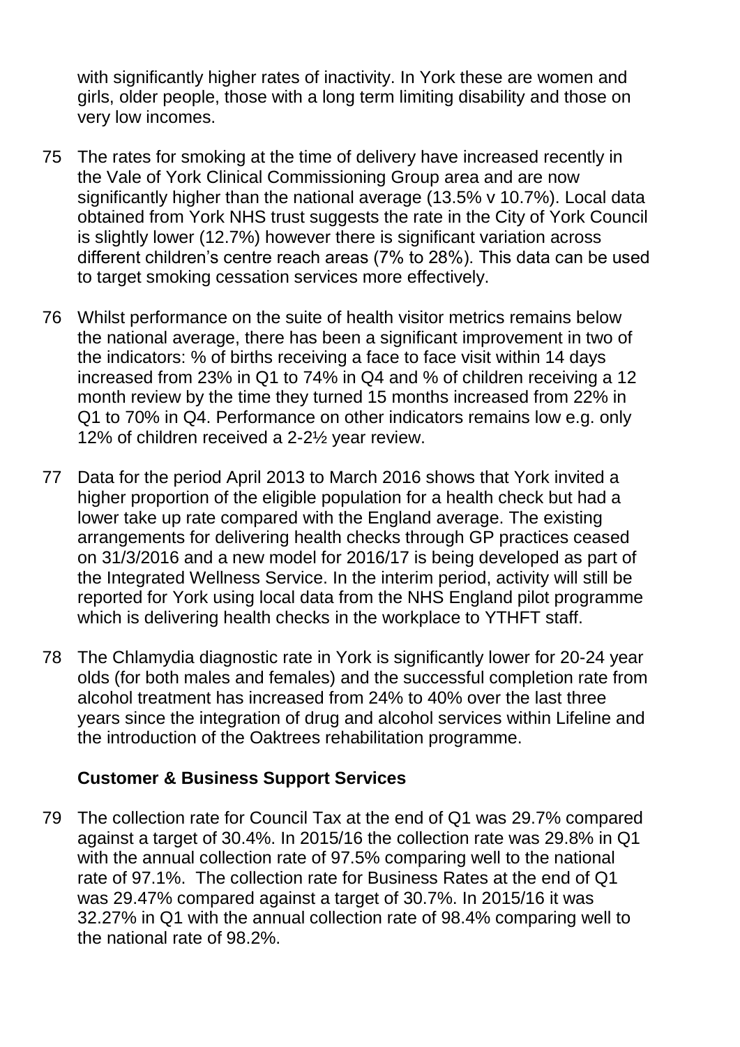with significantly higher rates of inactivity. In York these are women and girls, older people, those with a long term limiting disability and those on very low incomes.

75 The rates for smoking at the time of delivery have increased recently in the Vale of York Clinical Commissioning Group area and are now significantly higher than the national average (13.5% v 10.7%). Local data obtained from York NHS trust suggests the rate in the City of York Council is slightly lower (12.7%) however there is significant variation across different children's centre reach areas (7% to 28%). This data can be used to target smoking cessation services more effectively.

76 Whilst performance on the suite of health visitor metrics remains below the national average, there has been a significant improvement in two of the indicators: % of births receiving a face to face visit within 14 days increased from 23% in Q1 to 74% in Q4 and % of children receiving a 12 month review by the time they turned 15 months increased from 22% in Q1 to 70% in Q4. Performance on other indicators remains low e.g. only 12% of children received a 2-2½ year review.

77 Data for the period April 2013 to March 2016 shows that York invited a higher proportion of the eligible population for a health check but had a lower take up rate compared with the England average. The existing arrangements for delivering health checks through GP practices ceased on 31/3/2016 and a new model for 2016/17 is being developed as part of the Integrated Wellness Service. In the interim period, activity will still be reported for York using local data from the NHS England pilot programme which is delivering health checks in the workplace to YTHFT staff.

78 The Chlamydia diagnostic rate in York is significantly lower for 20-24 year olds (for both males and females) and the successful completion rate from alcohol treatment has increased from 24% to 40% over the last three years since the integration of drug and alcohol services within Lifeline and the introduction of the Oaktrees rehabilitation programme.

**Customer & Business Support Services**

79 The collection rate for Council Tax at the end of Q1 was 29.7% compared against a target of 30.4%. In 2015/16 the collection rate was 29.8% in Q1 with the annual collection rate of 97.5% comparing well to the national rate of 97.1%. The collection rate for Business Rates at the end of Q1 was 29.47% compared against a target of 30.7%. In 2015/16 it was 32.27% in Q1 with the annual collection rate of 98.4% comparing well to the national rate of 98.2%.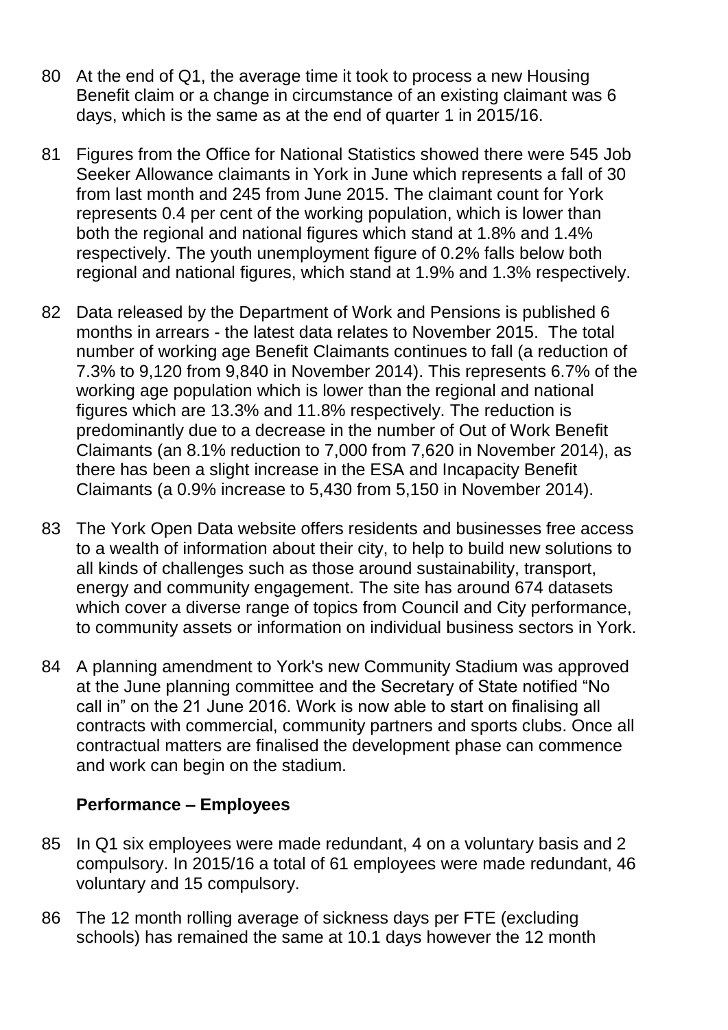80 At the end of Q1, the average time it took to process a new Housing Benefit claim or a change in circumstance of an existing claimant was 6 days, which is the same as at the end of quarter 1 in 2015/16.

81 Figures from the Office for National Statistics showed there were 545 Job Seeker Allowance claimants in York in June which represents a fall of 30 from last month and 245 from June 2015. The claimant count for York represents 0.4 per cent of the working population, which is lower than both the regional and national figures which stand at 1.8% and 1.4% respectively. The youth unemployment figure of 0.2% falls below both regional and national figures, which stand at 1.9% and 1.3% respectively.

82 Data released by the Department of Work and Pensions is published 6 months in arrears - the latest data relates to November 2015. The total number of working age Benefit Claimants continues to fall (a reduction of 7.3% to 9,120 from 9,840 in November 2014). This represents 6.7% of the working age population which is lower than the regional and national figures which are 13.3% and 11.8% respectively. The reduction is predominantly due to a decrease in the number of Out of Work Benefit Claimants (an 8.1% reduction to 7,000 from 7,620 in November 2014), as there has been a slight increase in the ESA and Incapacity Benefit Claimants (a 0.9% increase to 5,430 from 5,150 in November 2014).

83 The York Open Data website offers residents and businesses free access to a wealth of information about their city, to help to build new solutions to all kinds of challenges such as those around sustainability, transport, energy and community engagement. The site has around 674 datasets which cover a diverse range of topics from Council and City performance, to community assets or information on individual business sectors in York.

84 A planning amendment to York's new Community Stadium was approved at the June planning committee and the Secretary of State notified "No call in" on the 21 June 2016. Work is now able to start on finalising all contracts with commercial, community partners and sports clubs. Once all contractual matters are finalised the development phase can commence and work can begin on the stadium.

**Performance – Employees**

85 In Q1 six employees were made redundant, 4 on a voluntary basis and 2 compulsory. In 2015/16 a total of 61 employees were made redundant, 46 voluntary and 15 compulsory.

86 The 12 month rolling average of sickness days per FTE (excluding schools) has remained the same at 10.1 days however the 12 month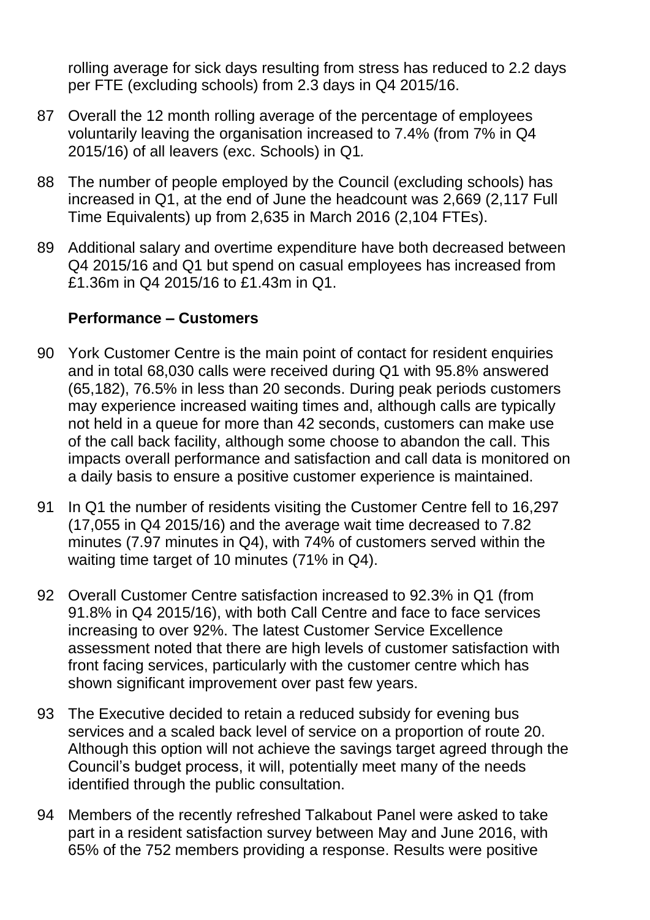rolling average for sick days resulting from stress has reduced to 2.2 days per FTE (excluding schools) from 2.3 days in Q4 2015/16.

87 Overall the 12 month rolling average of the percentage of employees voluntarily leaving the organisation increased to 7.4% (from 7% in Q4 2015/16) of all leavers (exc. Schools) in Q1.

88 The number of people employed by the Council (excluding schools) has increased in Q1, at the end of June the headcount was 2,669 (2,117 Full Time Equivalents) up from 2,635 in March 2016 (2,104 FTEs).

89 Additional salary and overtime expenditure have both decreased between Q4 2015/16 and Q1 but spend on casual employees has increased from £1.36m in Q4 2015/16 to £1.43m in Q1.

**Performance – Customers**

90 York Customer Centre is the main point of contact for resident enquiries and in total 68,030 calls were received during Q1 with 95.8% answered (65,182), 76.5% in less than 20 seconds. During peak periods customers may experience increased waiting times and, although calls are typically not held in a queue for more than 42 seconds, customers can make use of the call back facility, although some choose to abandon the call. This impacts overall performance and satisfaction and call data is monitored on a daily basis to ensure a positive customer experience is maintained.

91 In Q1 the number of residents visiting the Customer Centre fell to 16,297 (17,055 in Q4 2015/16) and the average wait time decreased to 7.82 minutes (7.97 minutes in Q4), with 74% of customers served within the waiting time target of 10 minutes (71% in Q4).

92 Overall Customer Centre satisfaction increased to 92.3% in Q1 (from 91.8% in Q4 2015/16), with both Call Centre and face to face services increasing to over 92%. The latest Customer Service Excellence assessment noted that there are high levels of customer satisfaction with front facing services, particularly with the customer centre which has shown significant improvement over past few years.

93 The Executive decided to retain a reduced subsidy for evening bus services and a scaled back level of service on a proportion of route 20. Although this option will not achieve the savings target agreed through the Council's budget process, it will, potentially meet many of the needs identified through the public consultation.

94 Members of the recently refreshed Talkabout Panel were asked to take part in a resident satisfaction survey between May and June 2016, with 65% of the 752 members providing a response. Results were positive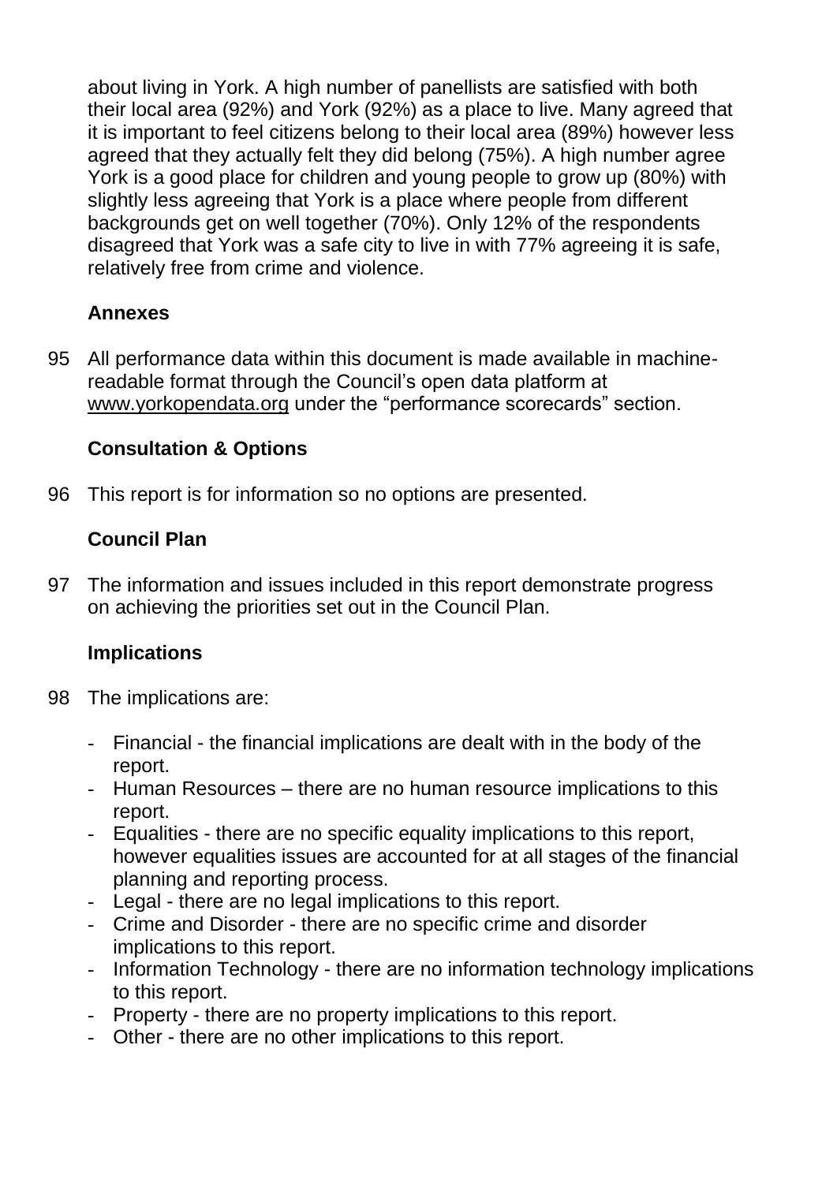about living in York. A high number of panellists are satisfied with both their local area (92%) and York (92%) as a place to live. Many agreed that it is important to feel citizens belong to their local area (89%) however less agreed that they actually felt they did belong (75%). A high number agree York is a good place for children and young people to grow up (80%) with slightly less agreeing that York is a place where people from different backgrounds get on well together (70%). Only 12% of the respondents disagreed that York was a safe city to live in with 77% agreeing it is safe, relatively free from crime and violence.

**Annexes**

95 All performance data within this document is made available in machine-readable format through the Council's open data platform at www.yorkopendata.org under the "performance scorecards" section.

**Consultation & Options**

96 This report is for information so no options are presented.

**Council Plan**

97 The information and issues included in this report demonstrate progress on achieving the priorities set out in the Council Plan.

**Implications**

98 The implications are:

- Financial - the financial implications are dealt with in the body of the report.
- Human Resources – there are no human resource implications to this report.
- Equalities - there are no specific equality implications to this report, however equalities issues are accounted for at all stages of the financial planning and reporting process.
- Legal - there are no legal implications to this report.
- Crime and Disorder - there are no specific crime and disorder implications to this report.
- Information Technology - there are no information technology implications to this report.
- Property - there are no property implications to this report.
- Other - there are no other implications to this report.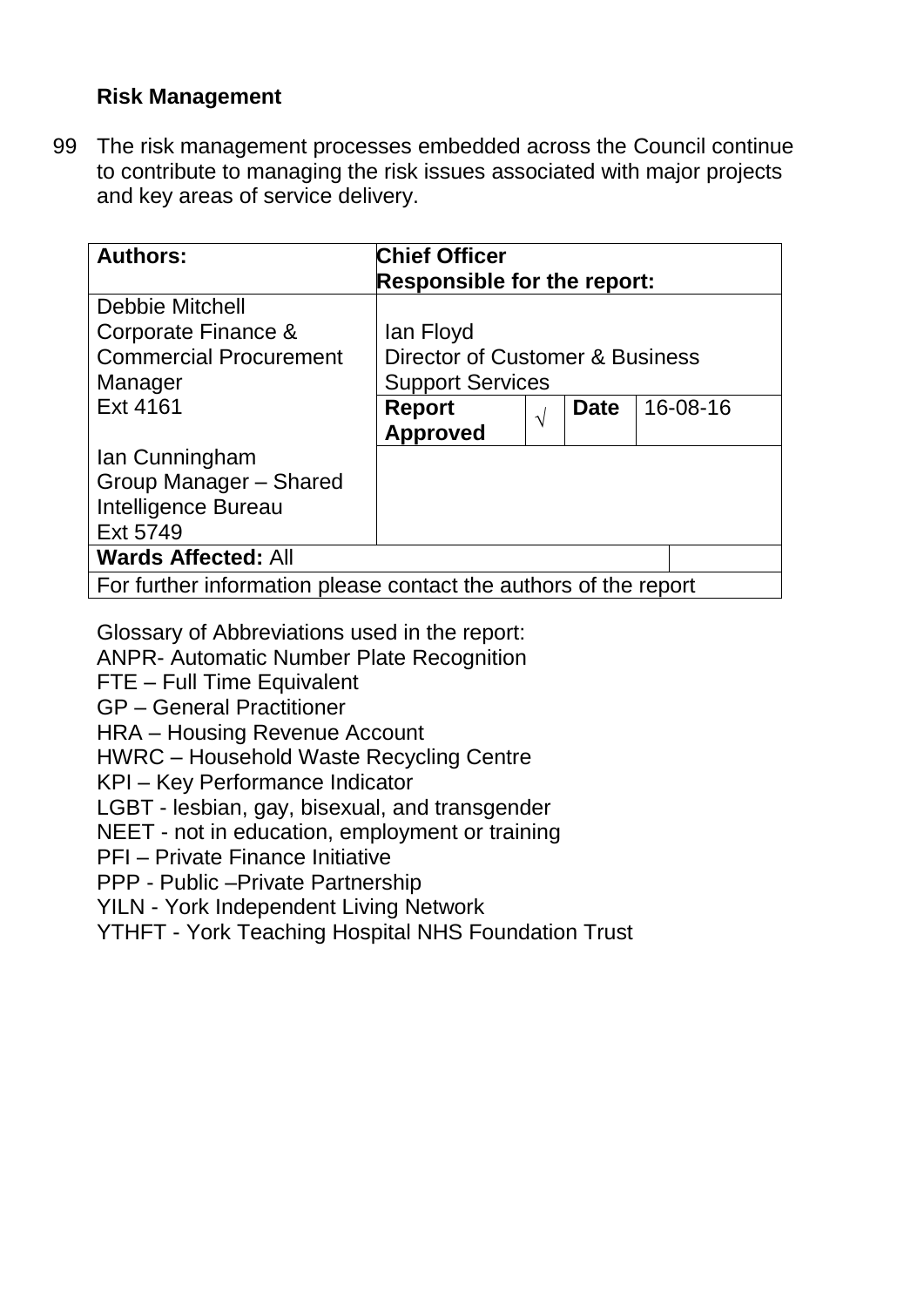**Risk Management**

99 The risk management processes embedded across the Council continue to contribute to managing the risk issues associated with major projects and key areas of service delivery.

| **Authors:** | **Chief Officer Responsible for the report:** | | | |
|---|---|---|---|---|
| Debbie Mitchell<br>Corporate Finance & Commercial Procurement Manager<br>Ext 4161<br><br>Ian Cunningham<br>Group Manager – Shared Intelligence Bureau<br>Ext 5749 | Ian Floyd<br>Director of Customer & Business Support Services | | | |
| | **Report Approved** | √ | **Date** | 16-08-16 |
| **Wards Affected:** All | | | | |
| For further information please contact the authors of the report | | | | |

Glossary of Abbreviations used in the report:
ANPR- Automatic Number Plate Recognition
FTE – Full Time Equivalent
GP – General Practitioner
HRA – Housing Revenue Account
HWRC – Household Waste Recycling Centre
KPI – Key Performance Indicator
LGBT - lesbian, gay, bisexual, and transgender
NEET - not in education, employment or training
PFI – Private Finance Initiative
PPP - Public –Private Partnership
YILN - York Independent Living Network
YTHFT - York Teaching Hospital NHS Foundation Trust